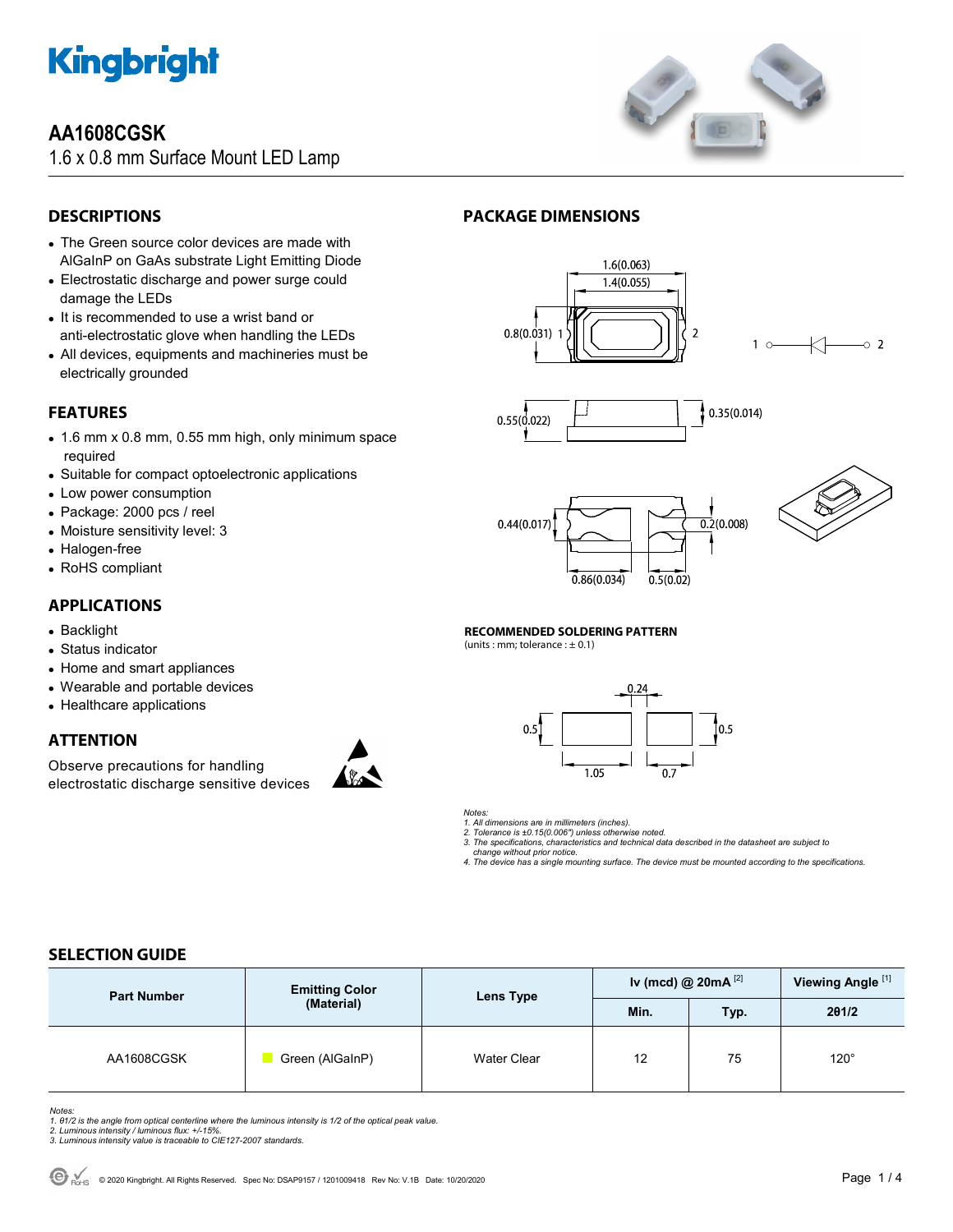# AA1608CGSK

1.6 x 0.8 mm Surface Mount LED Lamp

## DESCRIPTIONS

- The Green source color devices are made with AlGaInP on GaAs substrate Light Emitting Diode
- Electrostatic discharge and power surge could damage the LEDs
- It is recommended to use a wrist band or anti-electrostatic glove when handling the LEDs
- All devices, equipments and machineries must be electrically grounded

## FEATURES

- 1.6 mm x 0.8 mm, 0.55 mm high, only minimum space required
- Suitable for compact optoelectronic applications
- Low power consumption
- Package: 2000 pcs / reel
- Moisture sensitivity level: 3
- Halogen-free
- RoHS compliant

## APPLICATIONS

- Backlight
- Status indicator
- Home and smart appliances
- Wearable and portable devices
- Healthcare applications

## ATTENTION

Observe precautions for handling electrostatic discharge sensitive devices

## PACKAGE DIMENSIONS

1.6(0.063)
1.4(0.055)
0.8(0.031) 1 2
1 2
0.55(0.022) 0.35(0.014)
0.44(0.017) 0.2(0.008)
0.86(0.034) 0.5(0.02)

**RECOMMENDED SOLDERING PATTERN**
(units : mm; tolerance : ± 0.1)

0.24
0.5 0.5
1.05 0.7

*Notes:*
*1. All dimensions are in millimeters (inches).*
*2. Tolerance is ±0.15(0.006") unless otherwise noted.*
*3. The specifications, characteristics and technical data described in the datasheet are subject to change without prior notice.*
*4. The device has a single mounting surface. The device must be mounted according to the specifications.*

## SELECTION GUIDE

| Part Number | Emitting Color (Material) | Lens Type | Iv (mcd) @ 20mA [2] | | Viewing Angle [1] |
|---|---|---|---|---|---|
| | | | Min. | Typ. | 2θ1/2 |
| AA1608CGSK | Green (AlGaInP) | Water Clear | 12 | 75 | 120° |

*Notes:*
*1. θ1/2 is the angle from optical centerline where the luminous intensity is 1/2 of the optical peak value.*
*2. Luminous intensity / luminous flux: +/-15%.*
*3. Luminous intensity value is traceable to CIE127-2007 standards.*

© 2020 Kingbright. All Rights Reserved. Spec No: DSAP9157 / 1201009418 Rev No: V.1B Date: 10/20/2020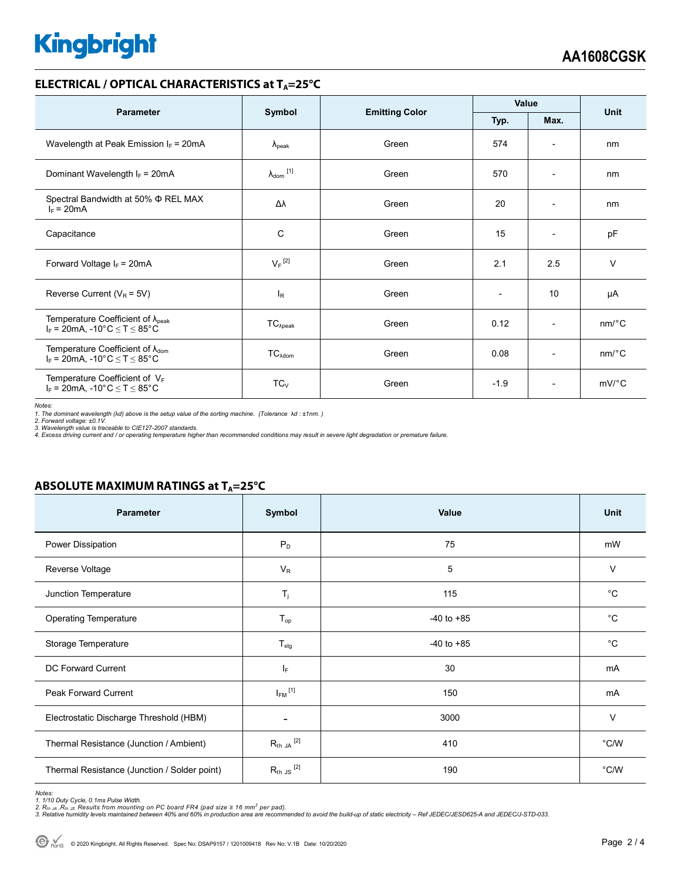## ELECTRICAL / OPTICAL CHARACTERISTICS at $T_A$=25°C

| Parameter | Symbol | Emitting Color | Value | | Unit |
|---|---|---|---|---|---|
| | | | Typ. | Max. | |
| Wavelength at Peak Emission $I_F$ = 20mA | $\lambda_{peak}$ | Green | 574 | - | nm |
| Dominant Wavelength $I_F$ = 20mA | $\lambda_{dom}$ [1] | Green | 570 | - | nm |
| Spectral Bandwidth at 50% Φ REL MAX $I_F$ = 20mA | Δλ | Green | 20 | - | nm |
| Capacitance | C | Green | 15 | - | pF |
| Forward Voltage $I_F$ = 20mA | $V_F$ [2] | Green | 2.1 | 2.5 | V |
| Reverse Current ($V_R$ = 5V) | $I_R$ | Green | - | 10 | μA |
| Temperature Coefficient of $\lambda_{peak}$ $I_F$ = 20mA, -10°C ≤ T ≤ 85°C | $TC_{\lambda peak}$ | Green | 0.12 | - | nm/°C |
| Temperature Coefficient of $\lambda_{dom}$ $I_F$ = 20mA, -10°C ≤ T ≤ 85°C | $TC_{\lambda dom}$ | Green | 0.08 | - | nm/°C |
| Temperature Coefficient of $V_F$ $I_F$ = 20mA, -10°C ≤ T ≤ 85°C | $TC_V$ | Green | -1.9 | - | mV/°C |

*Notes:*
*1. The dominant wavelength (λd) above is the setup value of the sorting machine. (Tolerance λd : ±1nm. )*
*2. Forward voltage: ±0.1V.*
*3. Wavelength value is traceable to CIE127-2007 standards.*
*4. Excess driving current and / or operating temperature higher than recommended conditions may result in severe light degradation or premature failure.*

## ABSOLUTE MAXIMUM RATINGS at $T_A$=25°C

| Parameter | Symbol | Value | Unit |
|---|---|---|---|
| Power Dissipation | $P_D$ | 75 | mW |
| Reverse Voltage | $V_R$ | 5 | V |
| Junction Temperature | $T_j$ | 115 | °C |
| Operating Temperature | $T_{op}$ | -40 to +85 | °C |
| Storage Temperature | $T_{stg}$ | -40 to +85 | °C |
| DC Forward Current | $I_F$ | 30 | mA |
| Peak Forward Current | $I_{FM}$ [1] | 150 | mA |
| Electrostatic Discharge Threshold (HBM) | - | 3000 | V |
| Thermal Resistance (Junction / Ambient) | $R_{th\ JA}$ [2] | 410 | °C/W |
| Thermal Resistance (Junction / Solder point) | $R_{th\ JS}$ [2] | 190 | °C/W |

*Notes:*
*1. 1/10 Duty Cycle, 0.1ms Pulse Width.*
*2. $R_{th\ JA}$, $R_{th\ JS}$ Results from mounting on PC board FR4 (pad size ≥ 16 mm² per pad).*
*3. Relative humidity levels maintained between 40% and 60% in production area are recommended to avoid the build-up of static electricity – Ref JEDEC/JESD625-A and JEDEC/J-STD-033.*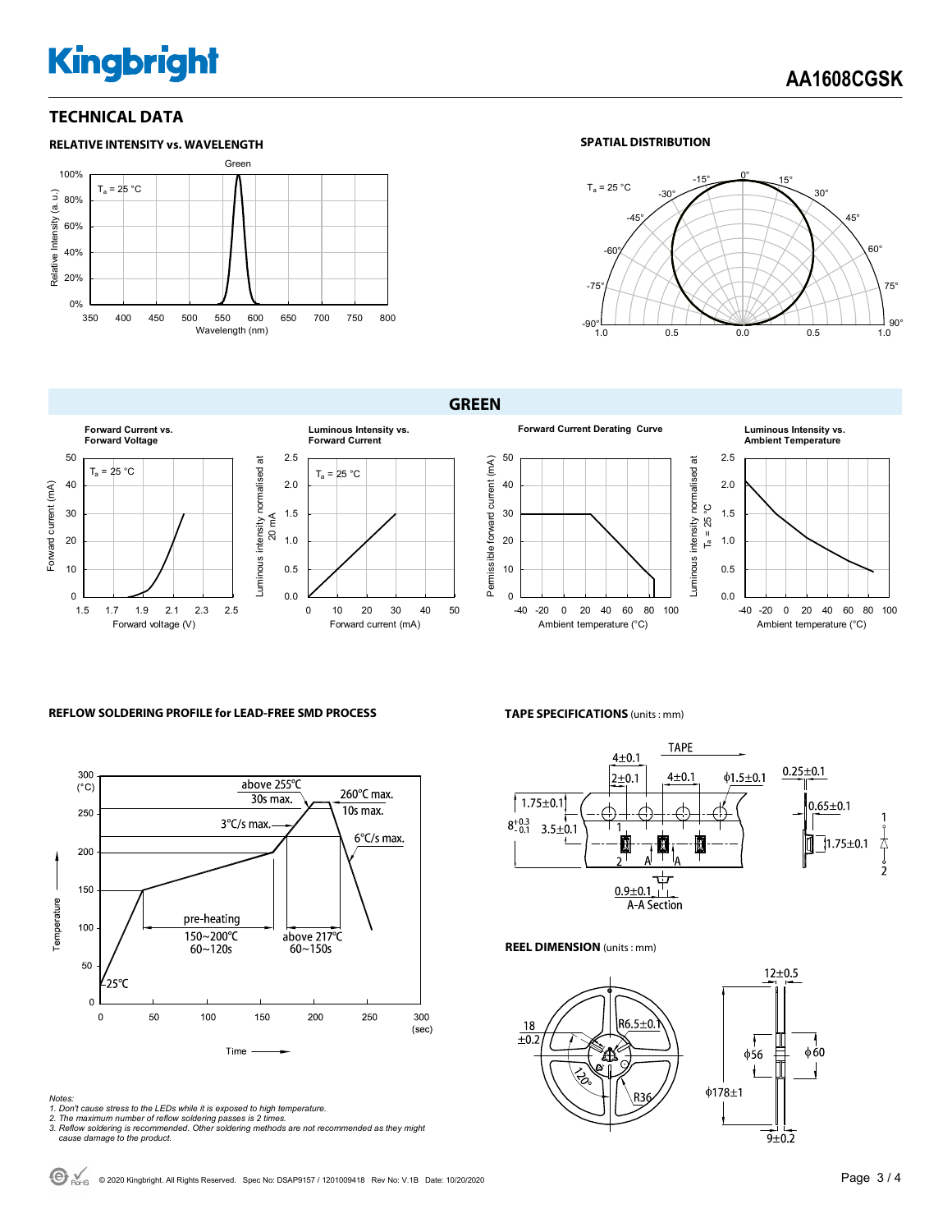## TECHNICAL DATA

### RELATIVE INTENSITY vs. WAVELENGTH

Green

$T_a$ = 25 °C

Relative Intensity (a. u.)

Wavelength (nm)

### SPATIAL DISTRIBUTION

$T_a$ = 25 °C

## GREEN

**Forward Current vs. Forward Voltage**

$T_a$ = 25 °C

Forward current (mA)

Forward voltage (V)

**Luminous Intensity vs. Forward Current**

$T_a$ = 25 °C

Luminous intensity normalised at 20 mA

Forward current (mA)

**Forward Current Derating Curve**

Permissible forward current (mA)

Ambient temperature (°C)

**Luminous Intensity vs. Ambient Temperature**

Luminous intensity normalised at $T_a$ = 25 °C

Ambient temperature (°C)

### REFLOW SOLDERING PROFILE for LEAD-FREE SMD PROCESS

- above 255°C 30s max.
- 260°C max. 10s max.
- 3°C/s max.
- 6°C/s max.
- pre-heating 150~200°C 60~120s
- above 217°C 60~150s
- 25°C

Temperature (°C)

Time (sec)

*Notes:*
*1. Don't cause stress to the LEDs while it is exposed to high temperature.*
*2. The maximum number of reflow soldering passes is 2 times.*
*3. Reflow soldering is recommended. Other soldering methods are not recommended as they might cause damage to the product.*

### TAPE SPECIFICATIONS (units : mm)

TAPE

4±0.1, 2±0.1, 4±0.1, ϕ1.5±0.1, 1.75±0.1, $8^{+0.3}_{-0.1}$, 3.5±0.1, 0.25±0.1, 0.65±0.1, 1.75±0.1, 0.9±0.1

A-A Section

### REEL DIMENSION (units : mm)

18 ±0.2, R6.5±0.1, 120°, R36, 12±0.5, ϕ56, ϕ60, ϕ178±1, 9±0.2

© 2020 Kingbright. All Rights Reserved. Spec No: DSAP9157 / 1201009418 Rev No: V.1B Date: 10/20/2020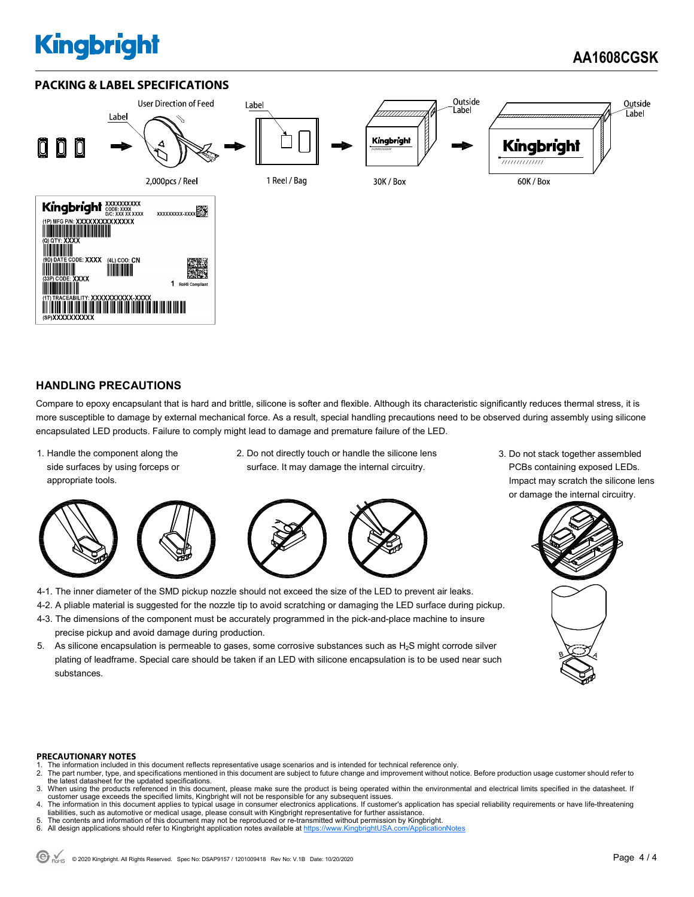## PACKING & LABEL SPECIFICATIONS

User Direction of Feed

Label

Label

Outside Label

Outside Label

2,000pcs / Reel

1 Reel / Bag

30K / Box

60K / Box

## HANDLING PRECAUTIONS

Compare to epoxy encapsulant that is hard and brittle, silicone is softer and flexible. Although its characteristic significantly reduces thermal stress, it is more susceptible to damage by external mechanical force. As a result, special handling precautions need to be observed during assembly using silicone encapsulated LED products. Failure to comply might lead to damage and premature failure of the LED.

1. Handle the component along the side surfaces by using forceps or appropriate tools.
2. Do not directly touch or handle the silicone lens surface. It may damage the internal circuitry.
3. Do not stack together assembled PCBs containing exposed LEDs. Impact may scratch the silicone lens or damage the internal circuitry.

4-1. The inner diameter of the SMD pickup nozzle should not exceed the size of the LED to prevent air leaks.

4-2. A pliable material is suggested for the nozzle tip to avoid scratching or damaging the LED surface during pickup.

4-3. The dimensions of the component must be accurately programmed in the pick-and-place machine to insure precise pickup and avoid damage during production.

5. As silicone encapsulation is permeable to gases, some corrosive substances such as $H_2S$ might corrode silver plating of leadframe. Special care should be taken if an LED with silicone encapsulation is to be used near such substances.

### PRECAUTIONARY NOTES

1. The information included in this document reflects representative usage scenarios and is intended for technical reference only.
2. The part number, type, and specifications mentioned in this document are subject to future change and improvement without notice. Before production usage customer should refer to the latest datasheet for the updated specifications.
3. When using the products referenced in this document, please make sure the product is being operated within the environmental and electrical limits specified in the datasheet. If customer usage exceeds the specified limits, Kingbright will not be responsible for any subsequent issues.
4. The information in this document applies to typical usage in consumer electronics applications. If customer's application has special reliability requirements or have life-threatening liabilities, such as automotive or medical usage, please consult with Kingbright representative for further assistance.
5. The contents and information of this document may not be reproduced or re-transmitted without permission by Kingbright.
6. All design applications should refer to Kingbright application notes available at https://www.KingbrightUSA.com/ApplicationNotes

© 2020 Kingbright. All Rights Reserved. Spec No: DSAP9157 / 1201009418 Rev No: V.1B Date: 10/20/2020